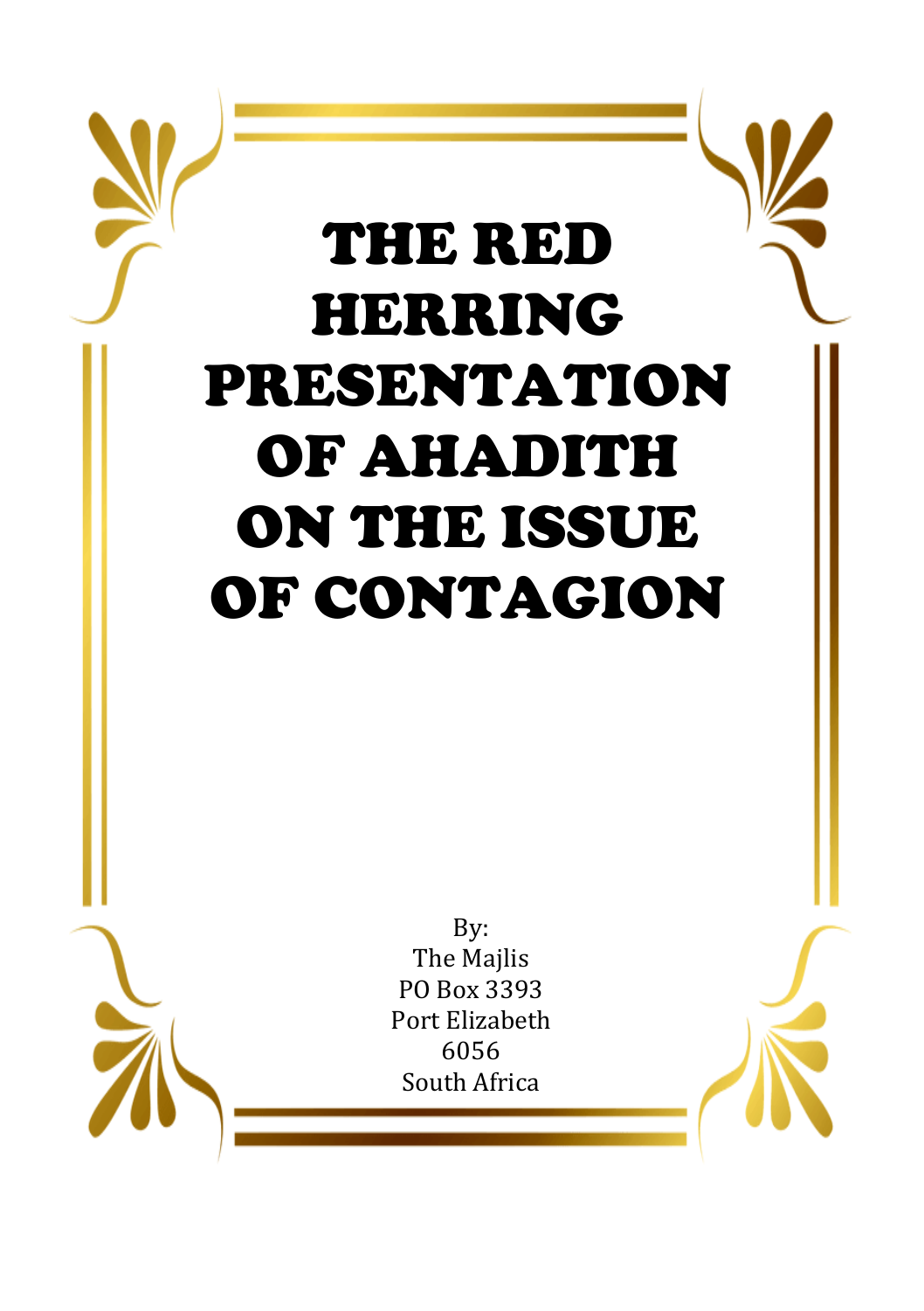# THE RED HERRING PRESENTATION OF AHADITH ON THE ISSUE OF CONTAGION

By:
The Majlis
PO Box 3393
Port Elizabeth
6056
South Africa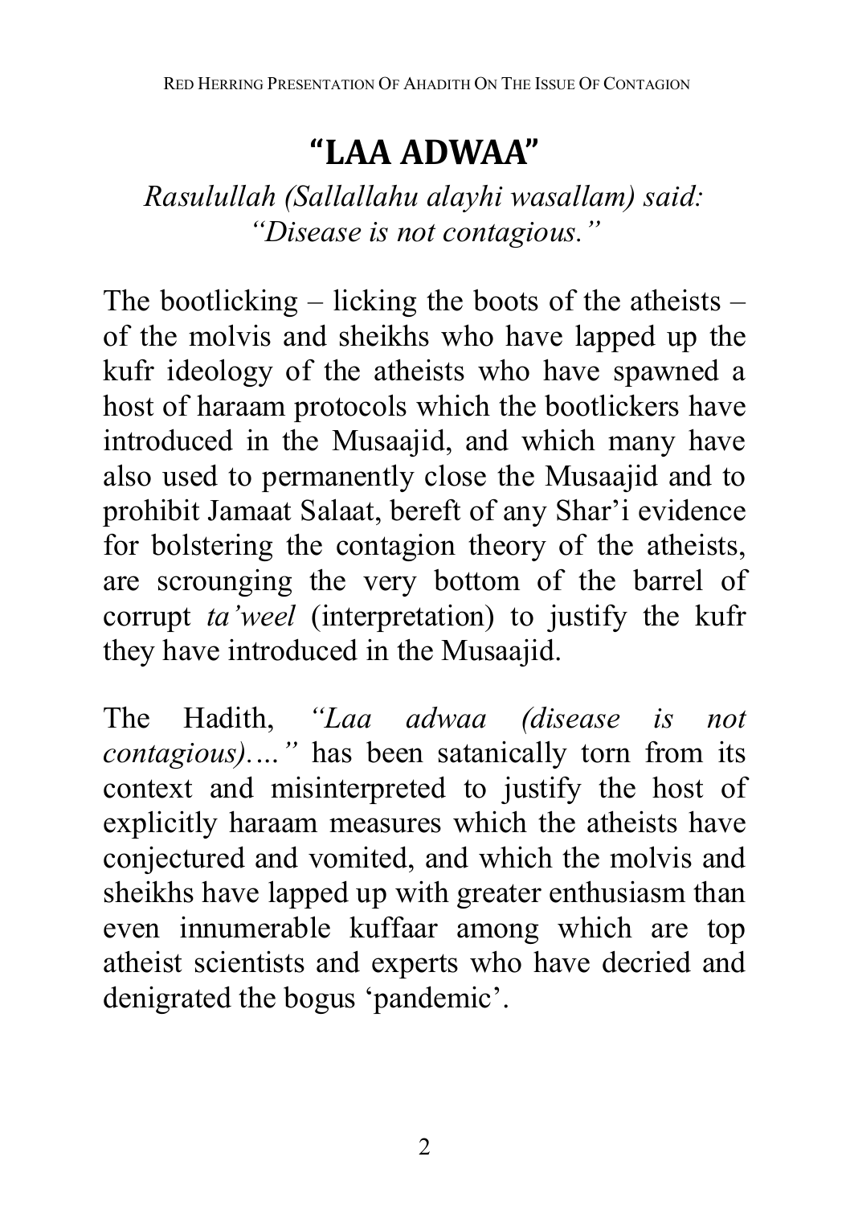# "LAA ADWAA"

*Rasulullah (Sallallahu alayhi wasallam) said: "Disease is not contagious."*

The bootlicking – licking the boots of the atheists – of the molvis and sheikhs who have lapped up the kufr ideology of the atheists who have spawned a host of haraam protocols which the bootlickers have introduced in the Musaajid, and which many have also used to permanently close the Musaajid and to prohibit Jamaat Salaat, bereft of any Shar'i evidence for bolstering the contagion theory of the atheists, are scrounging the very bottom of the barrel of corrupt *ta'weel* (interpretation) to justify the kufr they have introduced in the Musaajid.

The Hadith, *"Laa adwaa (disease is not contagious)…."* has been satanically torn from its context and misinterpreted to justify the host of explicitly haraam measures which the atheists have conjectured and vomited, and which the molvis and sheikhs have lapped up with greater enthusiasm than even innumerable kuffaar among which are top atheist scientists and experts who have decried and denigrated the bogus 'pandemic'.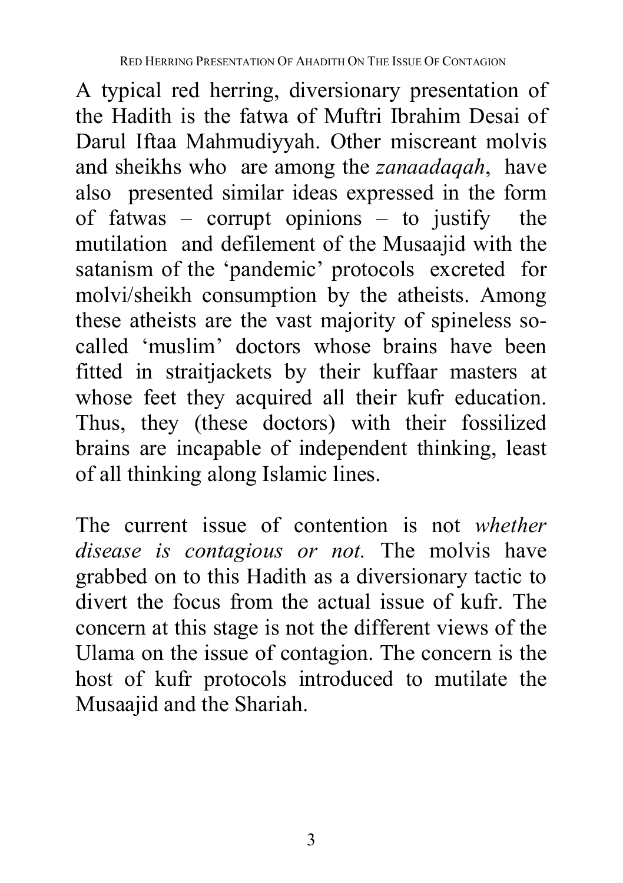A typical red herring, diversionary presentation of the Hadith is the fatwa of Muftri Ibrahim Desai of Darul Iftaa Mahmudiyyah. Other miscreant molvis and sheikhs who are among the *zanaadaqah*, have also presented similar ideas expressed in the form of fatwas – corrupt opinions – to justify the mutilation and defilement of the Musaajid with the satanism of the 'pandemic' protocols excreted for molvi/sheikh consumption by the atheists. Among these atheists are the vast majority of spineless so-called 'muslim' doctors whose brains have been fitted in straitjackets by their kuffaar masters at whose feet they acquired all their kufr education. Thus, they (these doctors) with their fossilized brains are incapable of independent thinking, least of all thinking along Islamic lines.

The current issue of contention is not *whether disease is contagious or not.* The molvis have grabbed on to this Hadith as a diversionary tactic to divert the focus from the actual issue of kufr. The concern at this stage is not the different views of the Ulama on the issue of contagion. The concern is the host of kufr protocols introduced to mutilate the Musaajid and the Shariah.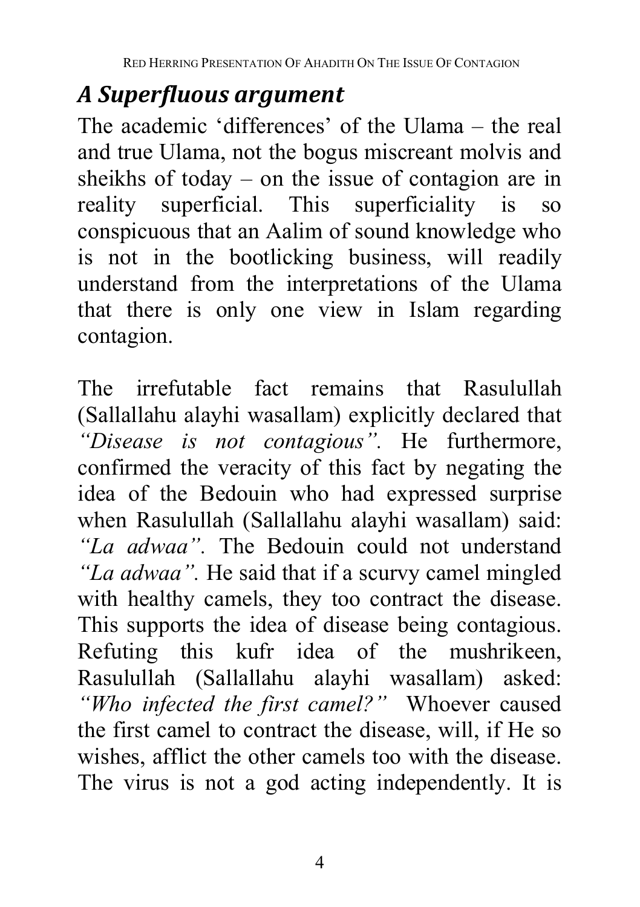## *A Superfluous argument*

The academic 'differences' of the Ulama – the real and true Ulama, not the bogus miscreant molvis and sheikhs of today – on the issue of contagion are in reality superficial. This superficiality is so conspicuous that an Aalim of sound knowledge who is not in the bootlicking business, will readily understand from the interpretations of the Ulama that there is only one view in Islam regarding contagion.

The irrefutable fact remains that Rasulullah (Sallallahu alayhi wasallam) explicitly declared that *"Disease is not contagious".* He furthermore, confirmed the veracity of this fact by negating the idea of the Bedouin who had expressed surprise when Rasulullah (Sallallahu alayhi wasallam) said: *"La adwaa".* The Bedouin could not understand *"La adwaa".* He said that if a scurvy camel mingled with healthy camels, they too contract the disease. This supports the idea of disease being contagious. Refuting this kufr idea of the mushrikeen, Rasulullah (Sallallahu alayhi wasallam) asked: *"Who infected the first camel?"* Whoever caused the first camel to contract the disease, will, if He so wishes, afflict the other camels too with the disease. The virus is not a god acting independently. It is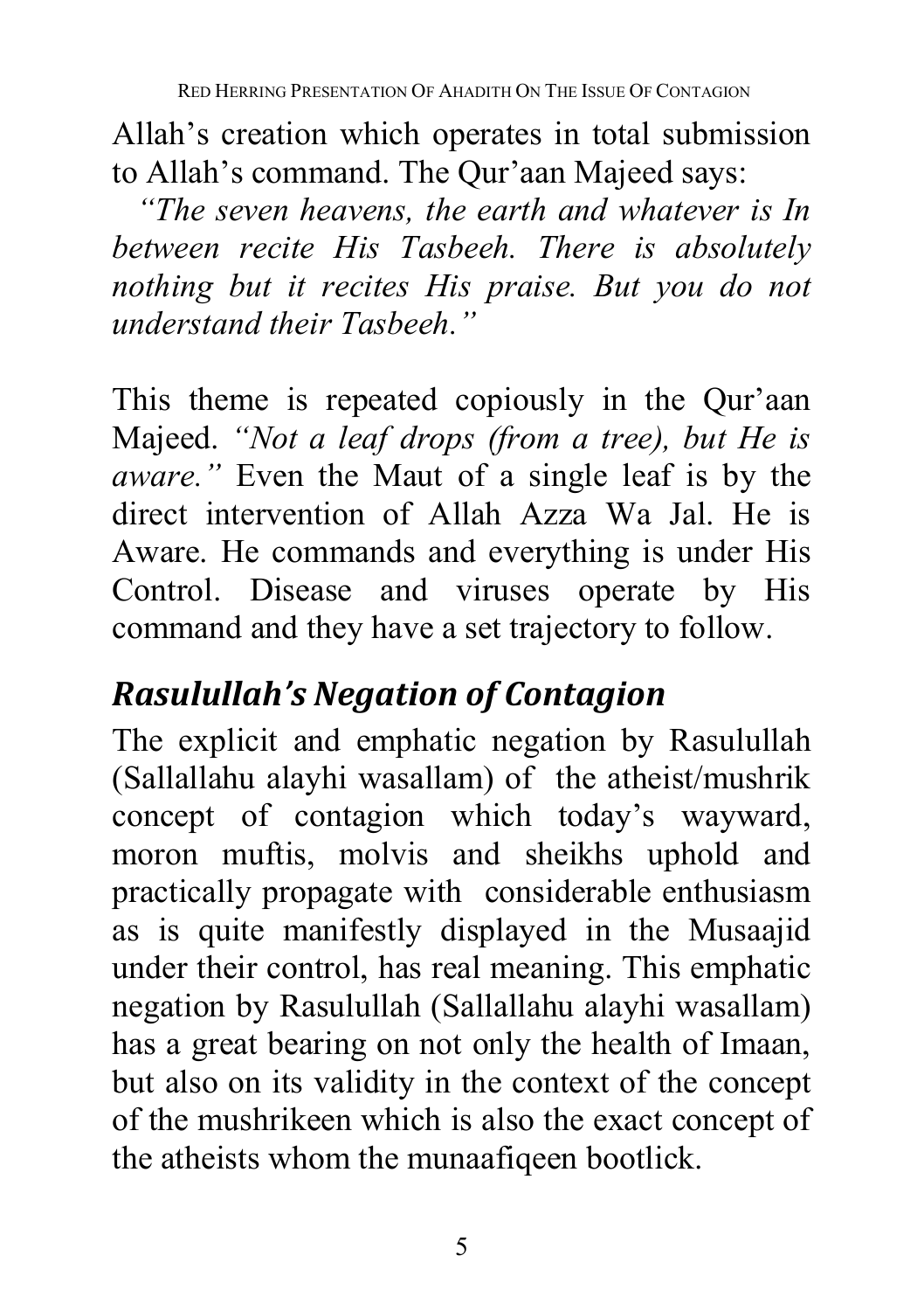Allah's creation which operates in total submission to Allah's command. The Qur'aan Majeed says:

*"The seven heavens, the earth and whatever is In between recite His Tasbeeh. There is absolutely nothing but it recites His praise. But you do not understand their Tasbeeh."*

This theme is repeated copiously in the Qur'aan Majeed. *"Not a leaf drops (from a tree), but He is aware."* Even the Maut of a single leaf is by the direct intervention of Allah Azza Wa Jal. He is Aware. He commands and everything is under His Control. Disease and viruses operate by His command and they have a set trajectory to follow.

## *Rasulullah's Negation of Contagion*

The explicit and emphatic negation by Rasulullah (Sallallahu alayhi wasallam) of the atheist/mushrik concept of contagion which today's wayward, moron muftis, molvis and sheikhs uphold and practically propagate with considerable enthusiasm as is quite manifestly displayed in the Musaajid under their control, has real meaning. This emphatic negation by Rasulullah (Sallallahu alayhi wasallam) has a great bearing on not only the health of Imaan, but also on its validity in the context of the concept of the mushrikeen which is also the exact concept of the atheists whom the munaafiqeen bootlick.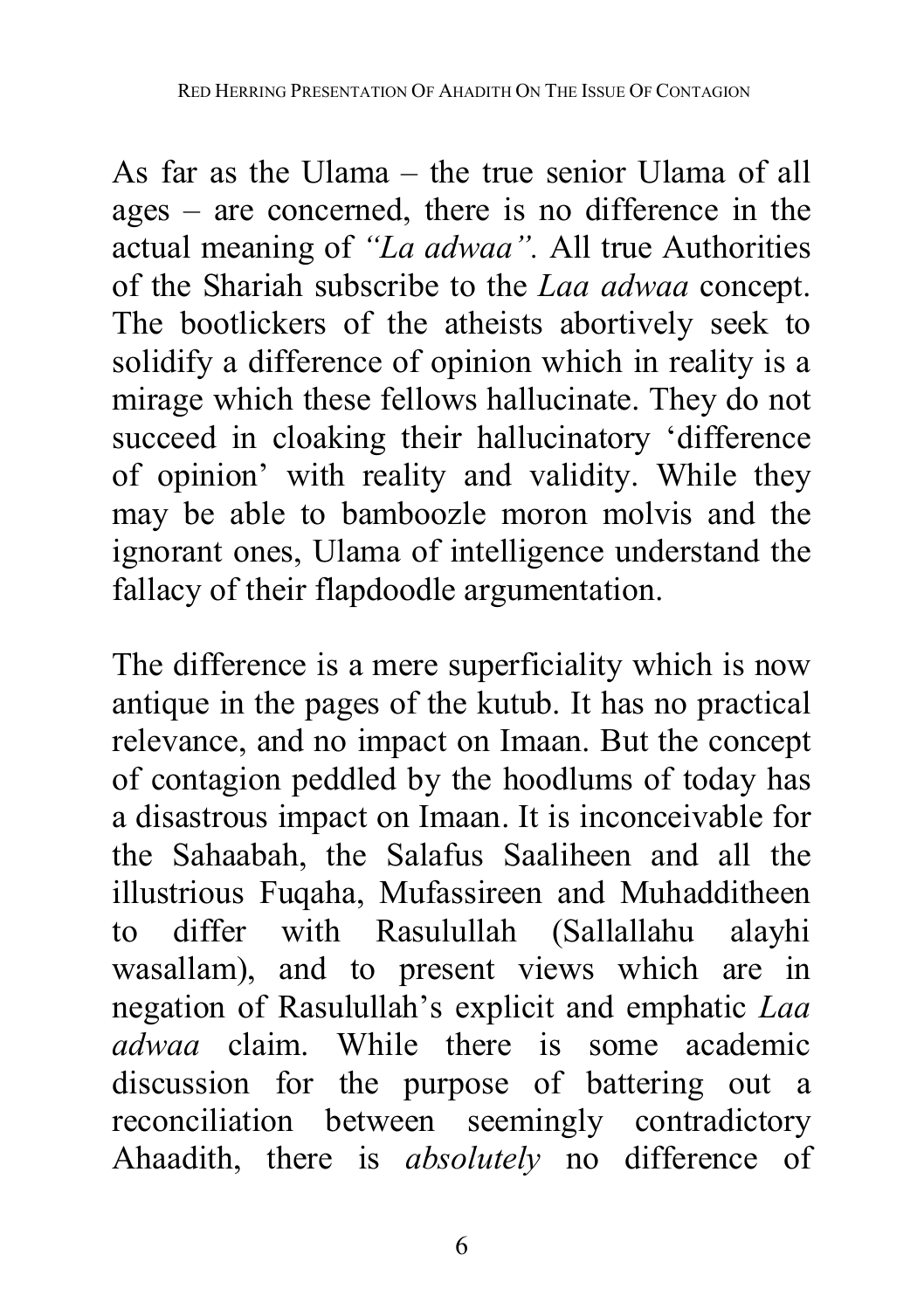As far as the Ulama – the true senior Ulama of all ages – are concerned, there is no difference in the actual meaning of *"La adwaa".* All true Authorities of the Shariah subscribe to the *Laa adwaa* concept. The bootlickers of the atheists abortively seek to solidify a difference of opinion which in reality is a mirage which these fellows hallucinate. They do not succeed in cloaking their hallucinatory 'difference of opinion' with reality and validity. While they may be able to bamboozle moron molvis and the ignorant ones, Ulama of intelligence understand the fallacy of their flapdoodle argumentation.

The difference is a mere superficiality which is now antique in the pages of the kutub. It has no practical relevance, and no impact on Imaan. But the concept of contagion peddled by the hoodlums of today has a disastrous impact on Imaan. It is inconceivable for the Sahaabah, the Salafus Saaliheen and all the illustrious Fuqaha, Mufassireen and Muhadditheen to differ with Rasulullah (Sallallahu alayhi wasallam), and to present views which are in negation of Rasulullah's explicit and emphatic *Laa adwaa* claim. While there is some academic discussion for the purpose of battering out a reconciliation between seemingly contradictory Ahaadith, there is *absolutely* no difference of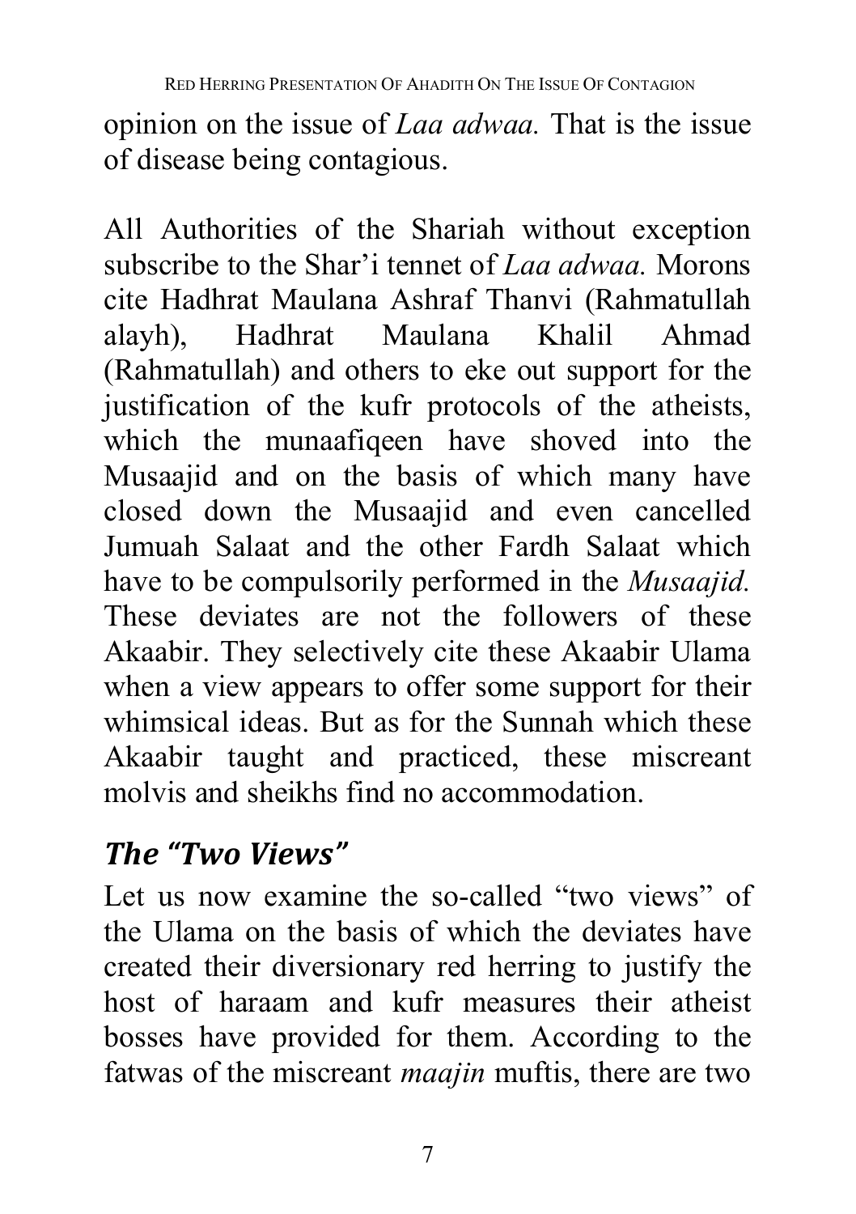opinion on the issue of *Laa adwaa.* That is the issue of disease being contagious.

All Authorities of the Shariah without exception subscribe to the Shar'i tennet of *Laa adwaa.* Morons cite Hadhrat Maulana Ashraf Thanvi (Rahmatullah alayh), Hadhrat Maulana Khalil Ahmad (Rahmatullah) and others to eke out support for the justification of the kufr protocols of the atheists, which the munaafiqeen have shoved into the Musaajid and on the basis of which many have closed down the Musaajid and even cancelled Jumuah Salaat and the other Fardh Salaat which have to be compulsorily performed in the *Musaajid.* These deviates are not the followers of these Akaabir. They selectively cite these Akaabir Ulama when a view appears to offer some support for their whimsical ideas. But as for the Sunnah which these Akaabir taught and practiced, these miscreant molvis and sheikhs find no accommodation.

## *The "Two Views"*

Let us now examine the so-called "two views" of the Ulama on the basis of which the deviates have created their diversionary red herring to justify the host of haraam and kufr measures their atheist bosses have provided for them. According to the fatwas of the miscreant *maajin* muftis, there are two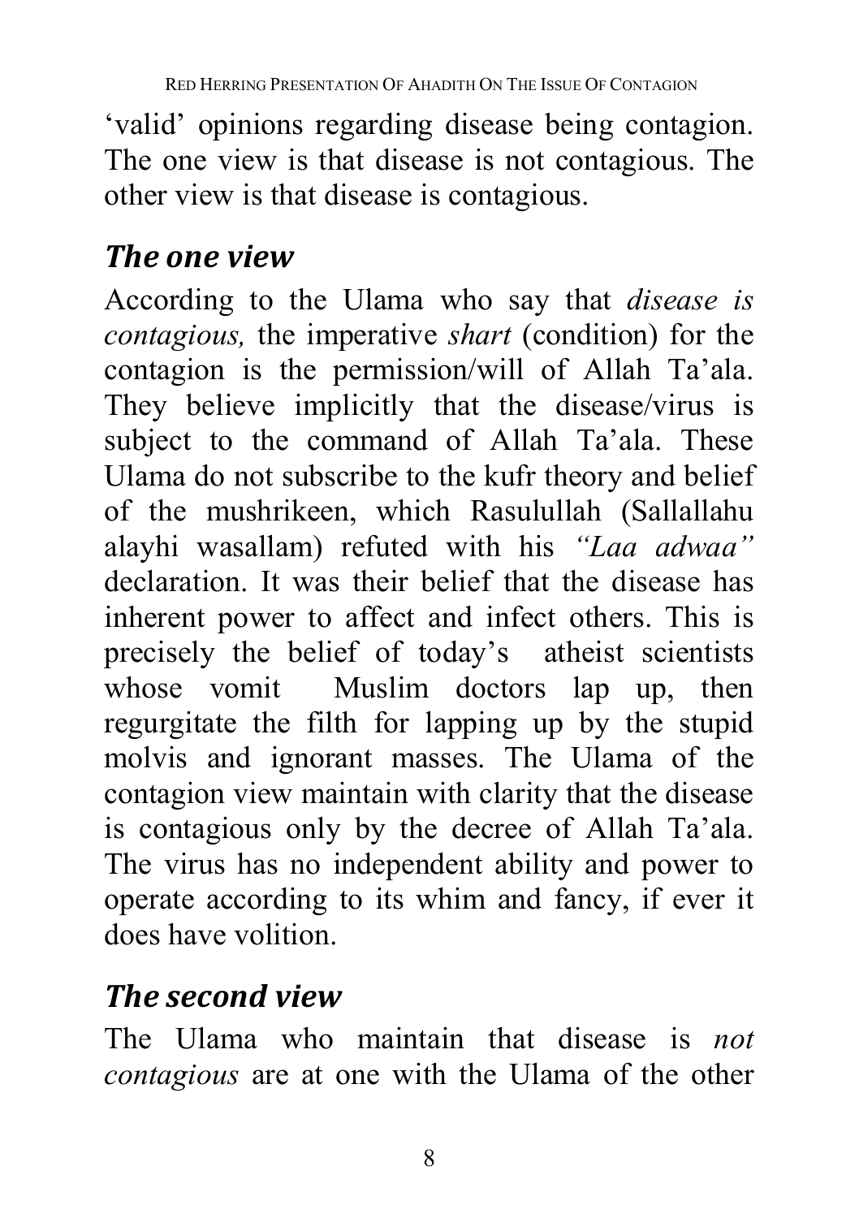'valid' opinions regarding disease being contagion. The one view is that disease is not contagious. The other view is that disease is contagious.

## *The one view*

According to the Ulama who say that *disease is contagious,* the imperative *shart* (condition) for the contagion is the permission/will of Allah Ta'ala. They believe implicitly that the disease/virus is subject to the command of Allah Ta'ala. These Ulama do not subscribe to the kufr theory and belief of the mushrikeen, which Rasulullah (Sallallahu alayhi wasallam) refuted with his *"Laa adwaa"* declaration. It was their belief that the disease has inherent power to affect and infect others. This is precisely the belief of today's atheist scientists whose vomit Muslim doctors lap up, then regurgitate the filth for lapping up by the stupid molvis and ignorant masses. The Ulama of the contagion view maintain with clarity that the disease is contagious only by the decree of Allah Ta'ala. The virus has no independent ability and power to operate according to its whim and fancy, if ever it does have volition.

## *The second view*

The Ulama who maintain that disease is *not contagious* are at one with the Ulama of the other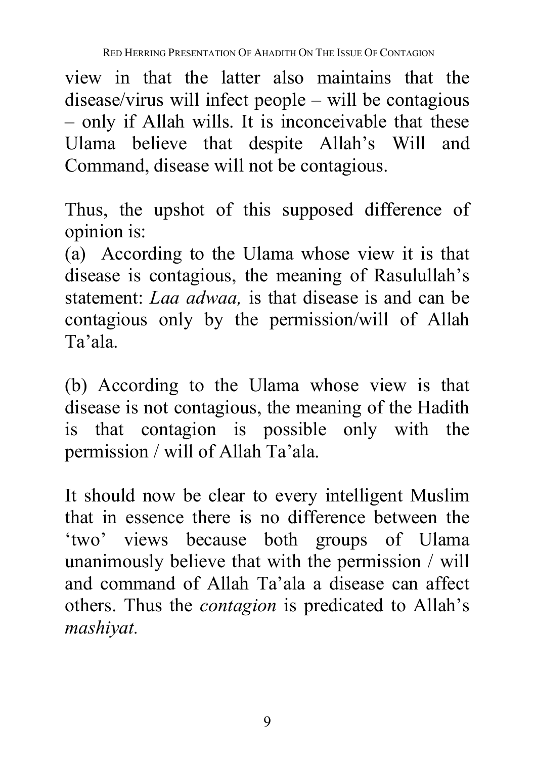view in that the latter also maintains that the disease/virus will infect people – will be contagious – only if Allah wills. It is inconceivable that these Ulama believe that despite Allah's Will and Command, disease will not be contagious.

Thus, the upshot of this supposed difference of opinion is:

(a) According to the Ulama whose view it is that disease is contagious, the meaning of Rasulullah's statement: *Laa adwaa,* is that disease is and can be contagious only by the permission/will of Allah Ta'ala.

(b) According to the Ulama whose view is that disease is not contagious, the meaning of the Hadith is that contagion is possible only with the permission / will of Allah Ta'ala.

It should now be clear to every intelligent Muslim that in essence there is no difference between the 'two' views because both groups of Ulama unanimously believe that with the permission / will and command of Allah Ta'ala a disease can affect others. Thus the *contagion* is predicated to Allah's *mashiyat.*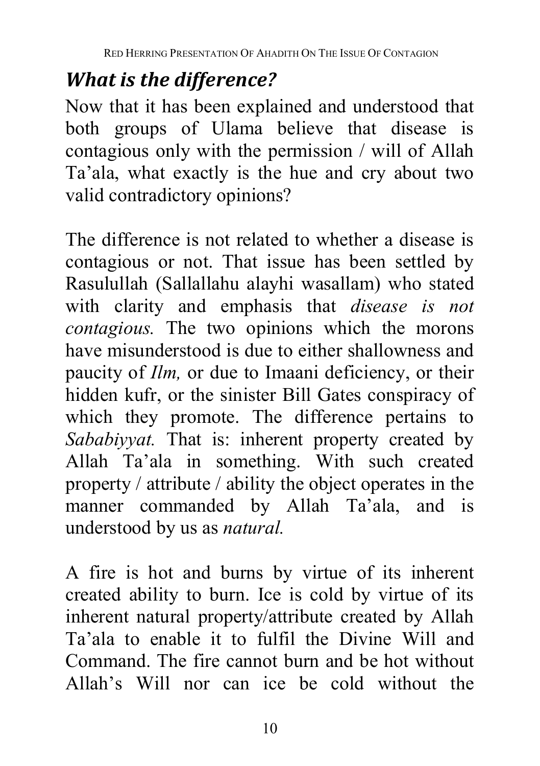## *What is the difference?*

Now that it has been explained and understood that both groups of Ulama believe that disease is contagious only with the permission / will of Allah Ta'ala, what exactly is the hue and cry about two valid contradictory opinions?

The difference is not related to whether a disease is contagious or not. That issue has been settled by Rasulullah (Sallallahu alayhi wasallam) who stated with clarity and emphasis that *disease is not contagious.* The two opinions which the morons have misunderstood is due to either shallowness and paucity of *Ilm,* or due to Imaani deficiency, or their hidden kufr, or the sinister Bill Gates conspiracy of which they promote. The difference pertains to *Sababiyyat.* That is: inherent property created by Allah Ta'ala in something. With such created property / attribute / ability the object operates in the manner commanded by Allah Ta'ala, and is understood by us as *natural.*

A fire is hot and burns by virtue of its inherent created ability to burn. Ice is cold by virtue of its inherent natural property/attribute created by Allah Ta'ala to enable it to fulfil the Divine Will and Command. The fire cannot burn and be hot without Allah's Will nor can ice be cold without the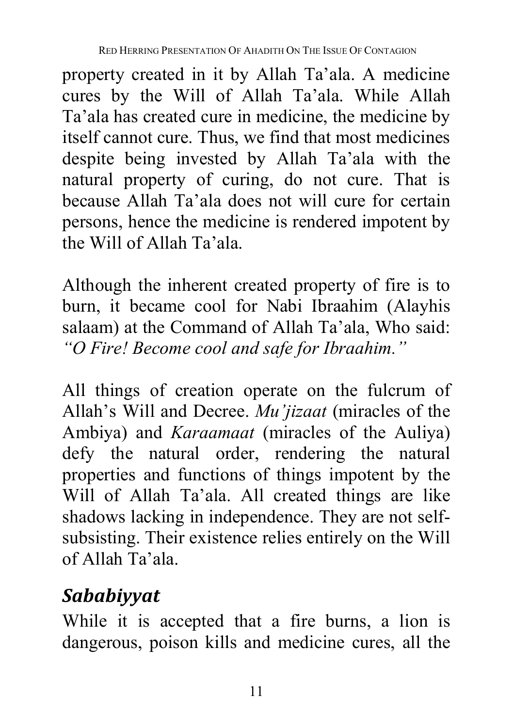property created in it by Allah Ta'ala. A medicine cures by the Will of Allah Ta'ala. While Allah Ta'ala has created cure in medicine, the medicine by itself cannot cure. Thus, we find that most medicines despite being invested by Allah Ta'ala with the natural property of curing, do not cure. That is because Allah Ta'ala does not will cure for certain persons, hence the medicine is rendered impotent by the Will of Allah Ta'ala.

Although the inherent created property of fire is to burn, it became cool for Nabi Ibraahim (Alayhis salaam) at the Command of Allah Ta'ala, Who said: *"O Fire! Become cool and safe for Ibraahim."*

All things of creation operate on the fulcrum of Allah's Will and Decree. *Mu'jizaat* (miracles of the Ambiya) and *Karaamaat* (miracles of the Auliya) defy the natural order, rendering the natural properties and functions of things impotent by the Will of Allah Ta'ala. All created things are like shadows lacking in independence. They are not self-subsisting. Their existence relies entirely on the Will of Allah Ta'ala.

## *Sababiyyat*

While it is accepted that a fire burns, a lion is dangerous, poison kills and medicine cures, all the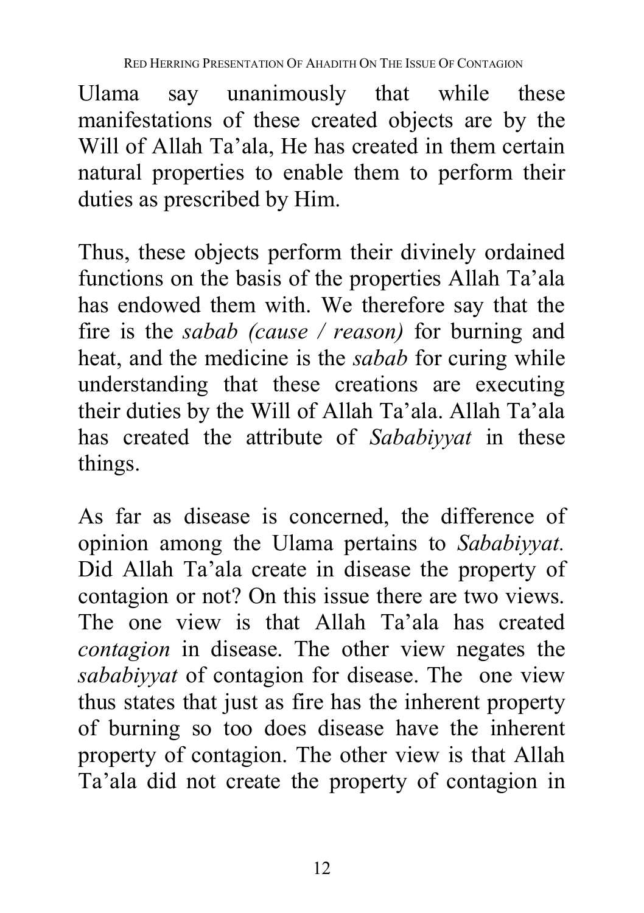Ulama say unanimously that while these manifestations of these created objects are by the Will of Allah Ta'ala, He has created in them certain natural properties to enable them to perform their duties as prescribed by Him.

Thus, these objects perform their divinely ordained functions on the basis of the properties Allah Ta'ala has endowed them with. We therefore say that the fire is the *sabab (cause / reason)* for burning and heat, and the medicine is the *sabab* for curing while understanding that these creations are executing their duties by the Will of Allah Ta'ala. Allah Ta'ala has created the attribute of *Sababiyyat* in these things.

As far as disease is concerned, the difference of opinion among the Ulama pertains to *Sababiyyat.* Did Allah Ta'ala create in disease the property of contagion or not? On this issue there are two views. The one view is that Allah Ta'ala has created *contagion* in disease. The other view negates the *sababiyyat* of contagion for disease. The one view thus states that just as fire has the inherent property of burning so too does disease have the inherent property of contagion. The other view is that Allah Ta'ala did not create the property of contagion in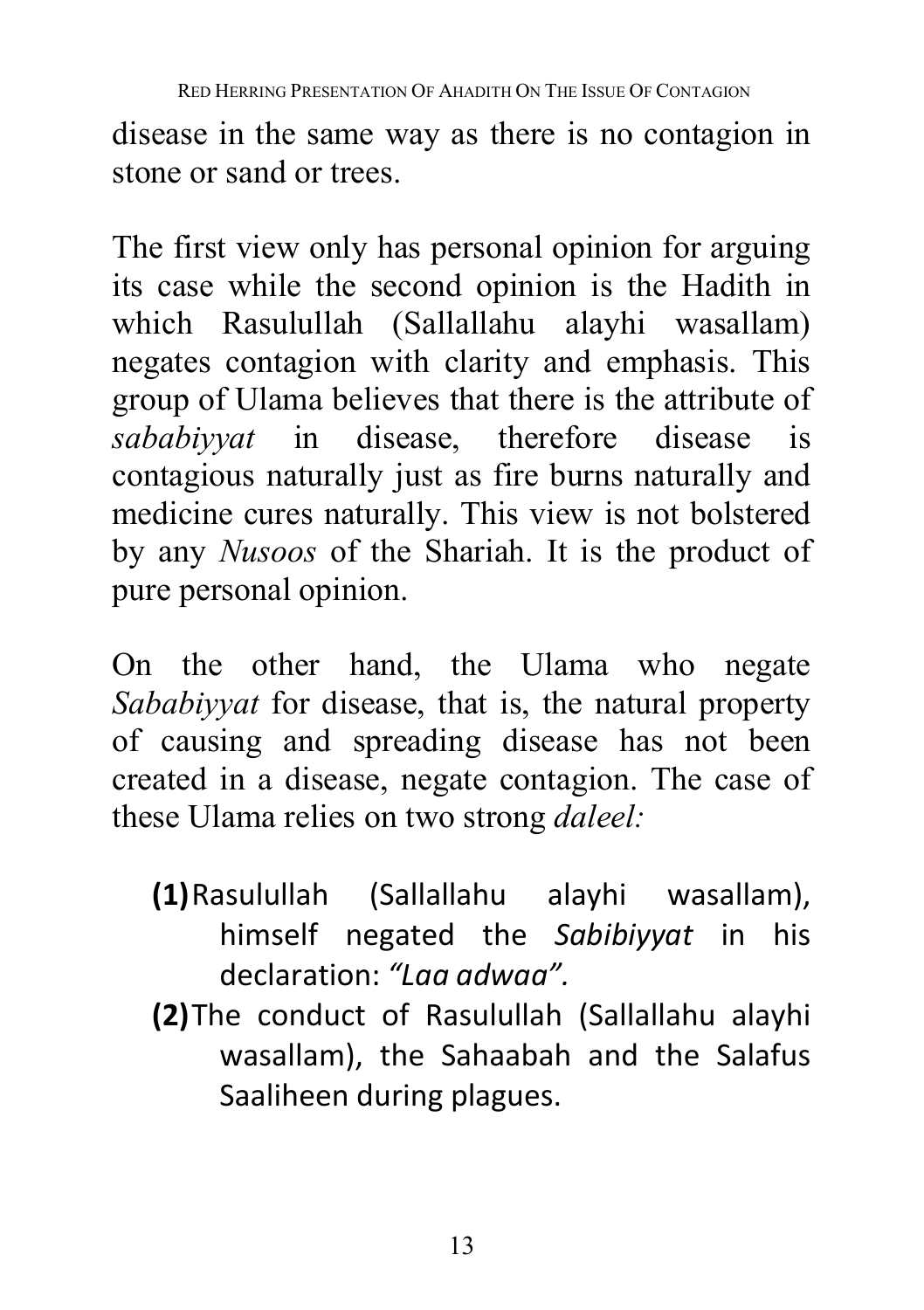disease in the same way as there is no contagion in stone or sand or trees.

The first view only has personal opinion for arguing its case while the second opinion is the Hadith in which Rasulullah (Sallallahu alayhi wasallam) negates contagion with clarity and emphasis. This group of Ulama believes that there is the attribute of *sababiyyat* in disease, therefore disease is contagious naturally just as fire burns naturally and medicine cures naturally. This view is not bolstered by any *Nusoos* of the Shariah. It is the product of pure personal opinion.

On the other hand, the Ulama who negate *Sababiyyat* for disease, that is, the natural property of causing and spreading disease has not been created in a disease, negate contagion. The case of these Ulama relies on two strong *daleel:*

- **(1)** Rasulullah (Sallallahu alayhi wasallam), himself negated the *Sabibiyyat* in his declaration: *"Laa adwaa".*
- **(2)** The conduct of Rasulullah (Sallallahu alayhi wasallam), the Sahaabah and the Salafus Saaliheen during plagues.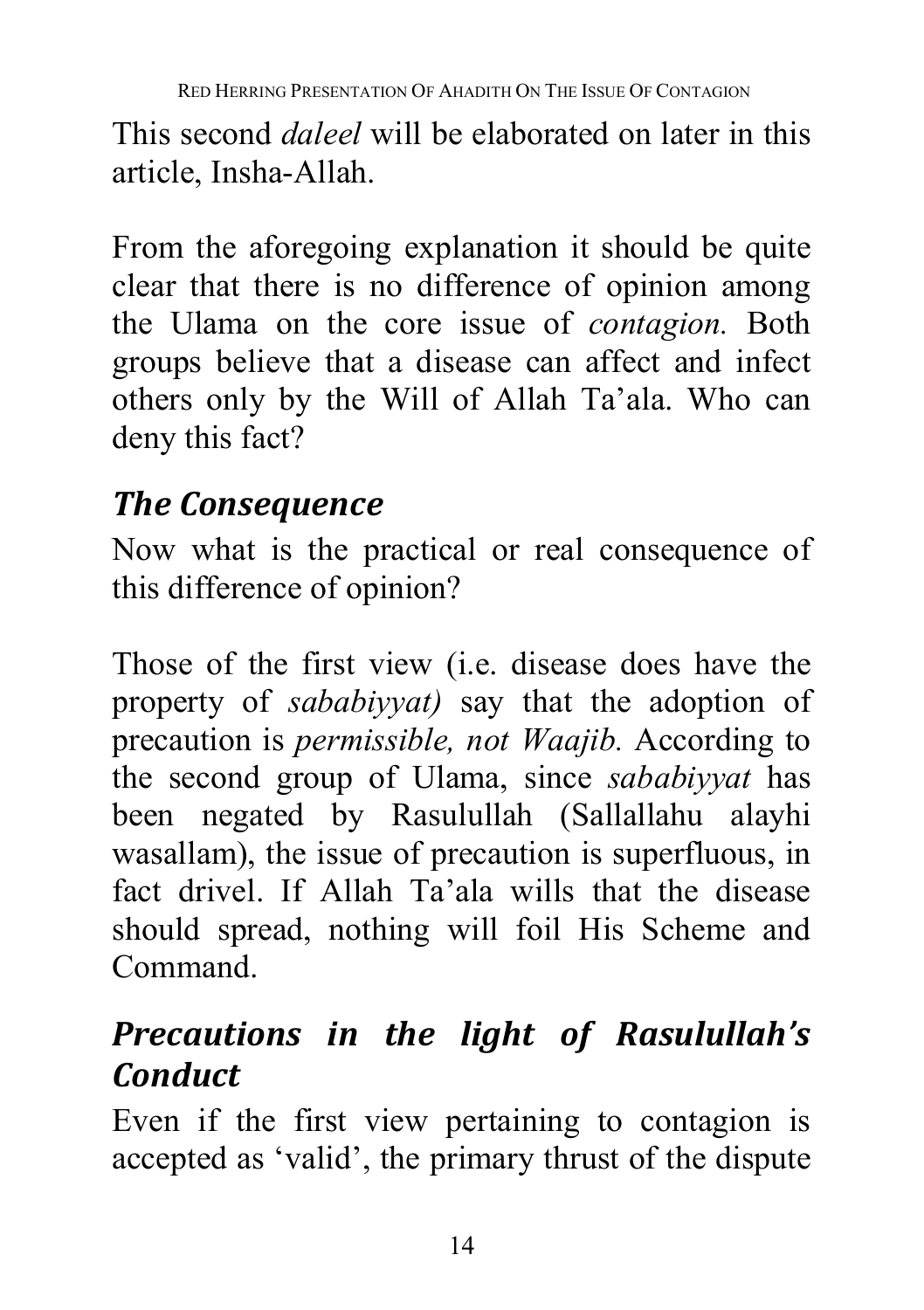This second *daleel* will be elaborated on later in this article, Insha-Allah.

From the aforegoing explanation it should be quite clear that there is no difference of opinion among the Ulama on the core issue of *contagion.* Both groups believe that a disease can affect and infect others only by the Will of Allah Ta'ala. Who can deny this fact?

## *The Consequence*

Now what is the practical or real consequence of this difference of opinion?

Those of the first view (i.e. disease does have the property of *sababiyyat)* say that the adoption of precaution is *permissible, not Waajib.* According to the second group of Ulama, since *sababiyyat* has been negated by Rasulullah (Sallallahu alayhi wasallam), the issue of precaution is superfluous, in fact drivel. If Allah Ta'ala wills that the disease should spread, nothing will foil His Scheme and Command.

## *Precautions in the light of Rasulullah's Conduct*

Even if the first view pertaining to contagion is accepted as 'valid', the primary thrust of the dispute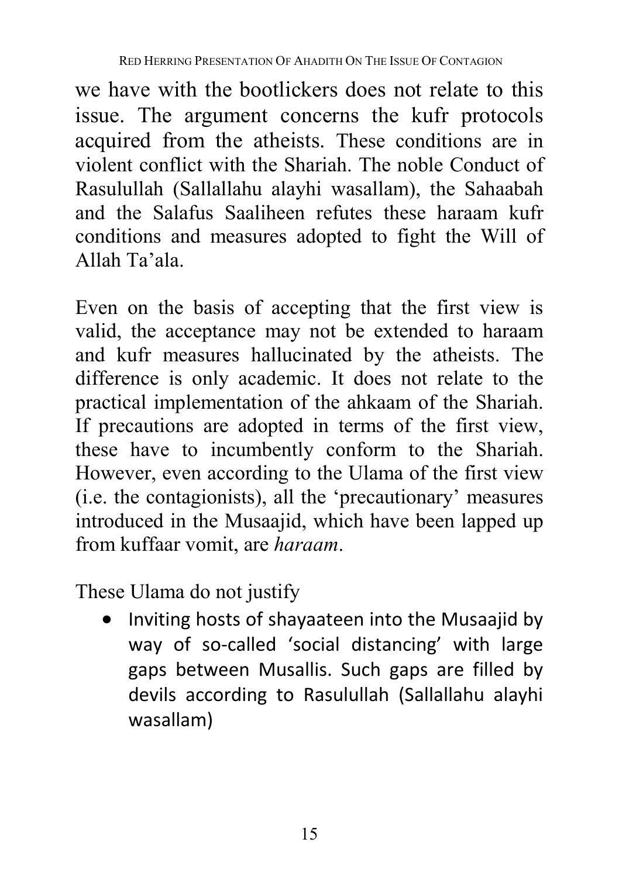we have with the bootlickers does not relate to this issue. The argument concerns the kufr protocols acquired from the atheists. These conditions are in violent conflict with the Shariah. The noble Conduct of Rasulullah (Sallallahu alayhi wasallam), the Sahaabah and the Salafus Saaliheen refutes these haraam kufr conditions and measures adopted to fight the Will of Allah Ta'ala.

Even on the basis of accepting that the first view is valid, the acceptance may not be extended to haraam and kufr measures hallucinated by the atheists. The difference is only academic. It does not relate to the practical implementation of the ahkaam of the Shariah. If precautions are adopted in terms of the first view, these have to incumbently conform to the Shariah. However, even according to the Ulama of the first view (i.e. the contagionists), all the 'precautionary' measures introduced in the Musaajid, which have been lapped up from kuffaar vomit, are *haraam*.

These Ulama do not justify

- Inviting hosts of shayaateen into the Musaajid by way of so-called 'social distancing' with large gaps between Musallis. Such gaps are filled by devils according to Rasulullah (Sallallahu alayhi wasallam)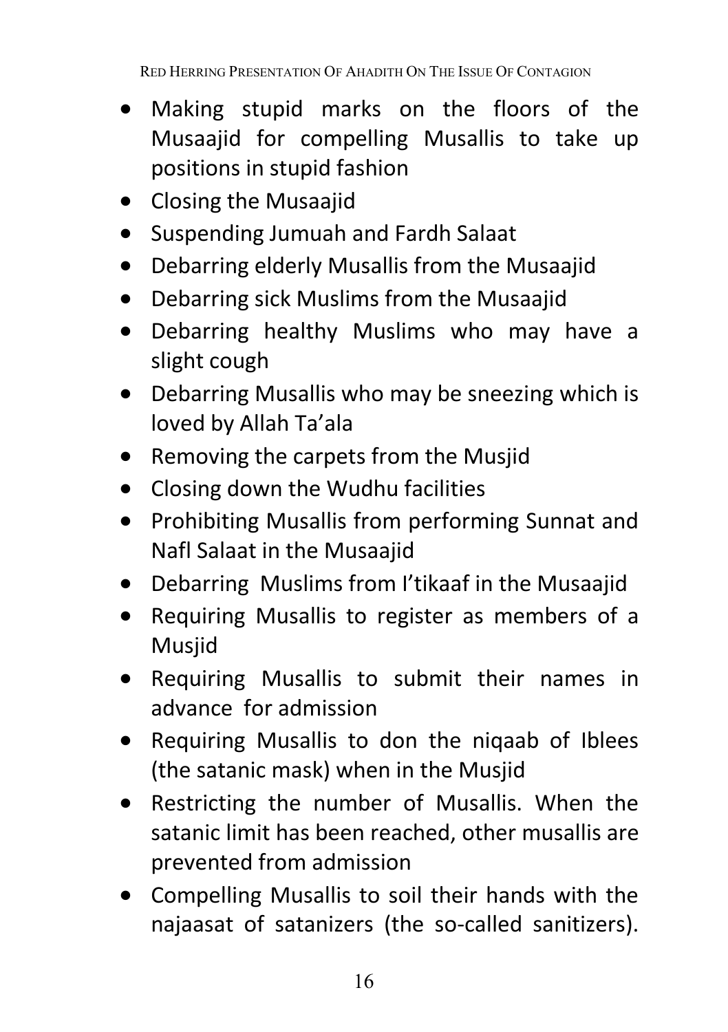- Making stupid marks on the floors of the Musaajid for compelling Musallis to take up positions in stupid fashion
- Closing the Musaajid
- Suspending Jumuah and Fardh Salaat
- Debarring elderly Musallis from the Musaajid
- Debarring sick Muslims from the Musaajid
- Debarring healthy Muslims who may have a slight cough
- Debarring Musallis who may be sneezing which is loved by Allah Ta'ala
- Removing the carpets from the Musjid
- Closing down the Wudhu facilities
- Prohibiting Musallis from performing Sunnat and Nafl Salaat in the Musaajid
- Debarring Muslims from I'tikaaf in the Musaajid
- Requiring Musallis to register as members of a Musjid
- Requiring Musallis to submit their names in advance for admission
- Requiring Musallis to don the niqaab of Iblees (the satanic mask) when in the Musjid
- Restricting the number of Musallis. When the satanic limit has been reached, other musallis are prevented from admission
- Compelling Musallis to soil their hands with the najaasat of satanizers (the so-called sanitizers).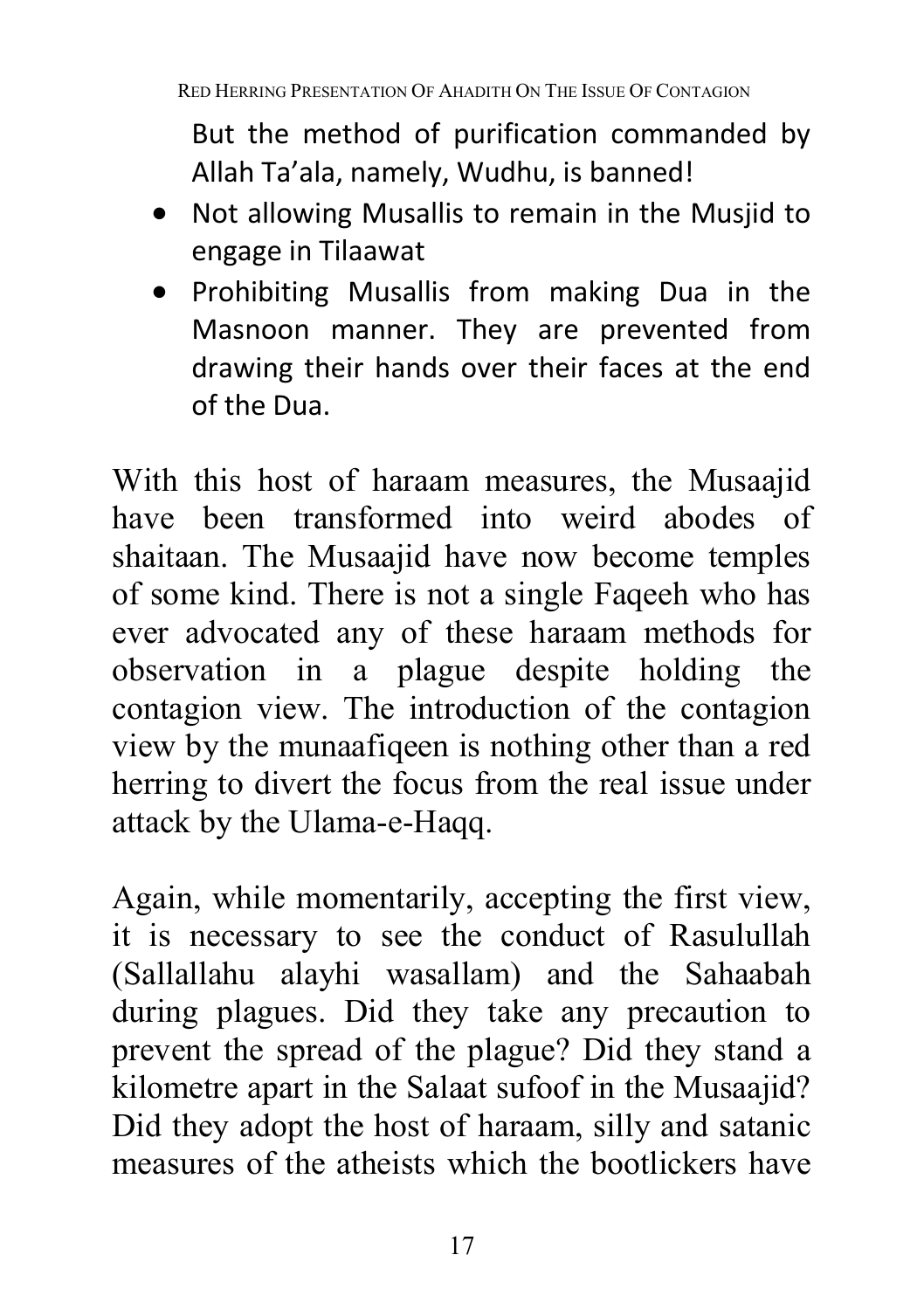But the method of purification commanded by Allah Ta'ala, namely, Wudhu, is banned!

- Not allowing Musallis to remain in the Musjid to engage in Tilaawat
- Prohibiting Musallis from making Dua in the Masnoon manner. They are prevented from drawing their hands over their faces at the end of the Dua.

With this host of haraam measures, the Musaajid have been transformed into weird abodes of shaitaan. The Musaajid have now become temples of some kind. There is not a single Faqeeh who has ever advocated any of these haraam methods for observation in a plague despite holding the contagion view. The introduction of the contagion view by the munaafiqeen is nothing other than a red herring to divert the focus from the real issue under attack by the Ulama-e-Haqq.

Again, while momentarily, accepting the first view, it is necessary to see the conduct of Rasulullah (Sallallahu alayhi wasallam) and the Sahaabah during plagues. Did they take any precaution to prevent the spread of the plague? Did they stand a kilometre apart in the Salaat sufoof in the Musaajid? Did they adopt the host of haraam, silly and satanic measures of the atheists which the bootlickers have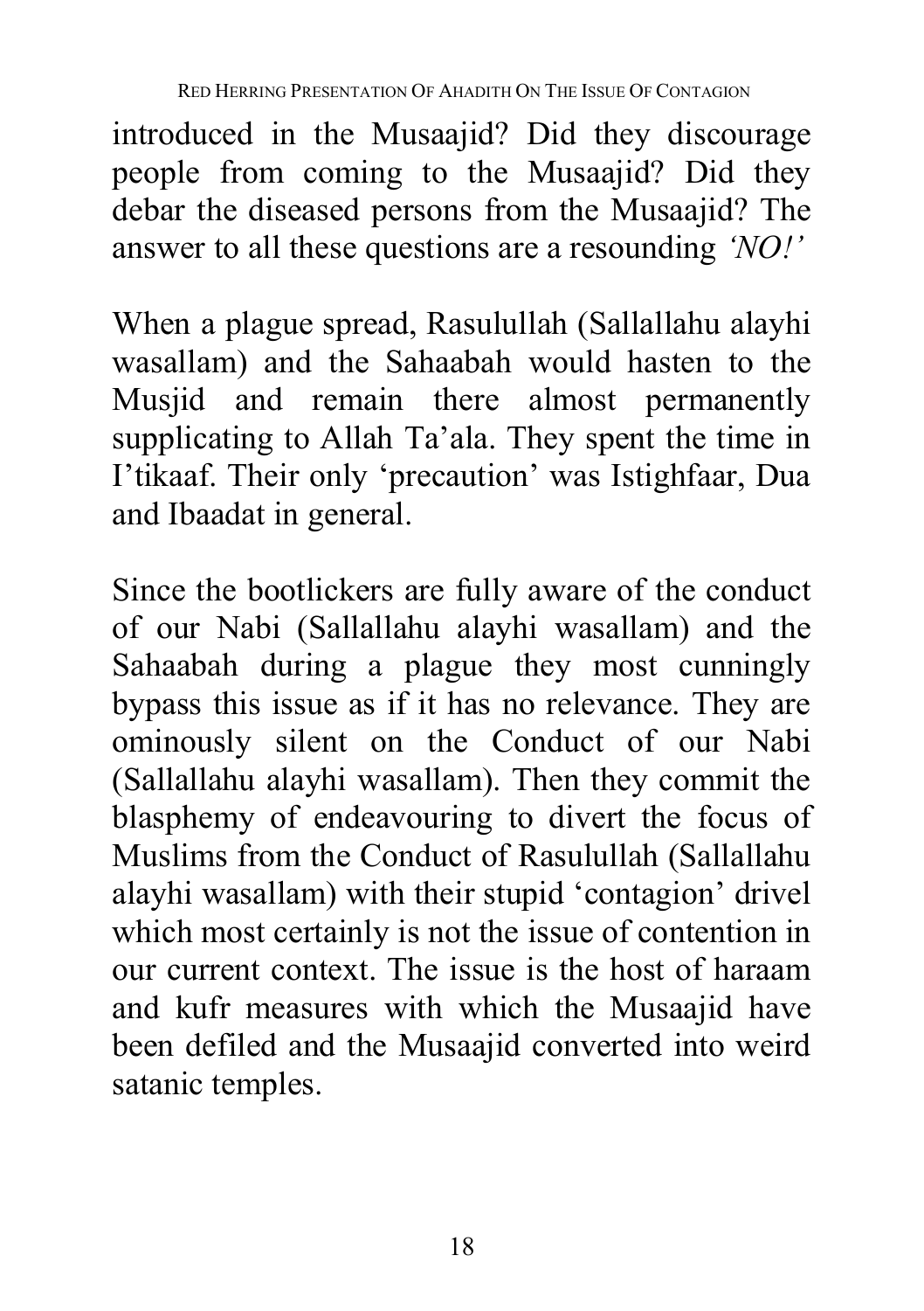introduced in the Musaajid? Did they discourage people from coming to the Musaajid? Did they debar the diseased persons from the Musaajid? The answer to all these questions are a resounding *'NO!'*

When a plague spread, Rasulullah (Sallallahu alayhi wasallam) and the Sahaabah would hasten to the Musjid and remain there almost permanently supplicating to Allah Ta'ala. They spent the time in I'tikaaf. Their only 'precaution' was Istighfaar, Dua and Ibaadat in general.

Since the bootlickers are fully aware of the conduct of our Nabi (Sallallahu alayhi wasallam) and the Sahaabah during a plague they most cunningly bypass this issue as if it has no relevance. They are ominously silent on the Conduct of our Nabi (Sallallahu alayhi wasallam). Then they commit the blasphemy of endeavouring to divert the focus of Muslims from the Conduct of Rasulullah (Sallallahu alayhi wasallam) with their stupid 'contagion' drivel which most certainly is not the issue of contention in our current context. The issue is the host of haraam and kufr measures with which the Musaajid have been defiled and the Musaajid converted into weird satanic temples.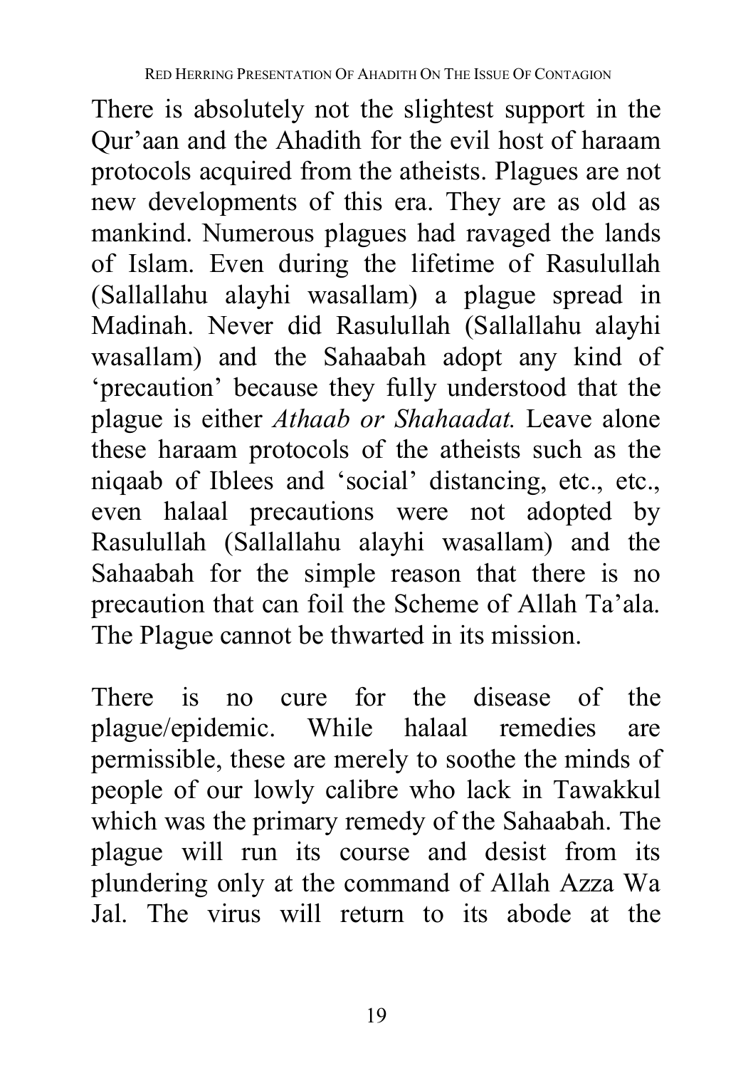There is absolutely not the slightest support in the Qur'aan and the Ahadith for the evil host of haraam protocols acquired from the atheists. Plagues are not new developments of this era. They are as old as mankind. Numerous plagues had ravaged the lands of Islam. Even during the lifetime of Rasulullah (Sallallahu alayhi wasallam) a plague spread in Madinah. Never did Rasulullah (Sallallahu alayhi wasallam) and the Sahaabah adopt any kind of 'precaution' because they fully understood that the plague is either *Athaab or Shahaadat.* Leave alone these haraam protocols of the atheists such as the niqaab of Iblees and 'social' distancing, etc., etc., even halaal precautions were not adopted by Rasulullah (Sallallahu alayhi wasallam) and the Sahaabah for the simple reason that there is no precaution that can foil the Scheme of Allah Ta'ala. The Plague cannot be thwarted in its mission.

There is no cure for the disease of the plague/epidemic. While halaal remedies are permissible, these are merely to soothe the minds of people of our lowly calibre who lack in Tawakkul which was the primary remedy of the Sahaabah. The plague will run its course and desist from its plundering only at the command of Allah Azza Wa Jal. The virus will return to its abode at the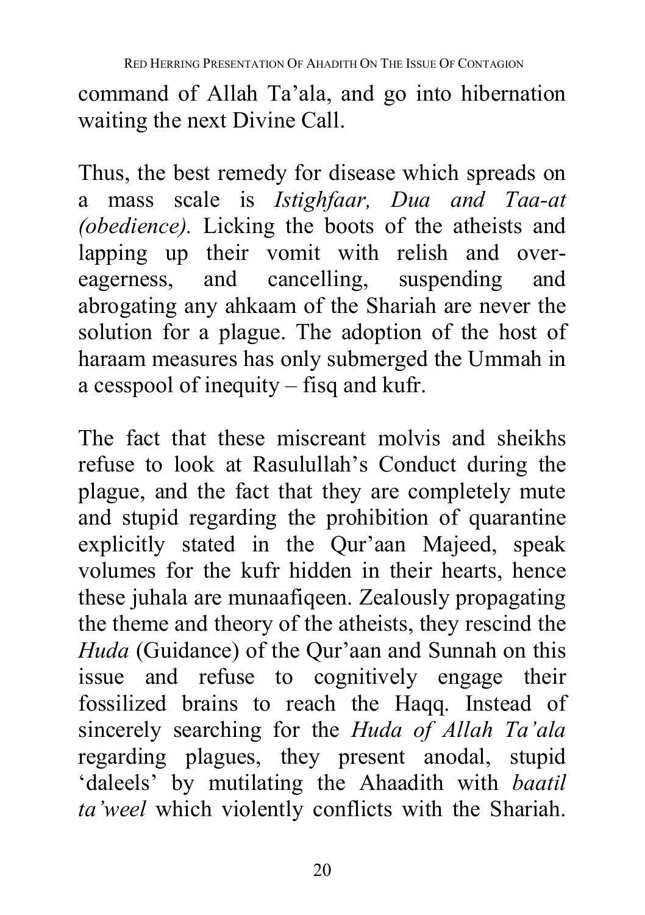command of Allah Ta'ala, and go into hibernation waiting the next Divine Call.

Thus, the best remedy for disease which spreads on a mass scale is *Istighfaar, Dua and Taa-at (obedience).* Licking the boots of the atheists and lapping up their vomit with relish and over-eagerness, and cancelling, suspending and abrogating any ahkaam of the Shariah are never the solution for a plague. The adoption of the host of haraam measures has only submerged the Ummah in a cesspool of inequity – fisq and kufr.

The fact that these miscreant molvis and sheikhs refuse to look at Rasulullah's Conduct during the plague, and the fact that they are completely mute and stupid regarding the prohibition of quarantine explicitly stated in the Qur'aan Majeed, speak volumes for the kufr hidden in their hearts, hence these juhala are munaafiqeen. Zealously propagating the theme and theory of the atheists, they rescind the *Huda* (Guidance) of the Qur'aan and Sunnah on this issue and refuse to cognitively engage their fossilized brains to reach the Haqq. Instead of sincerely searching for the *Huda of Allah Ta'ala* regarding plagues, they present anodal, stupid 'daleels' by mutilating the Ahaadith with *baatil ta'weel* which violently conflicts with the Shariah.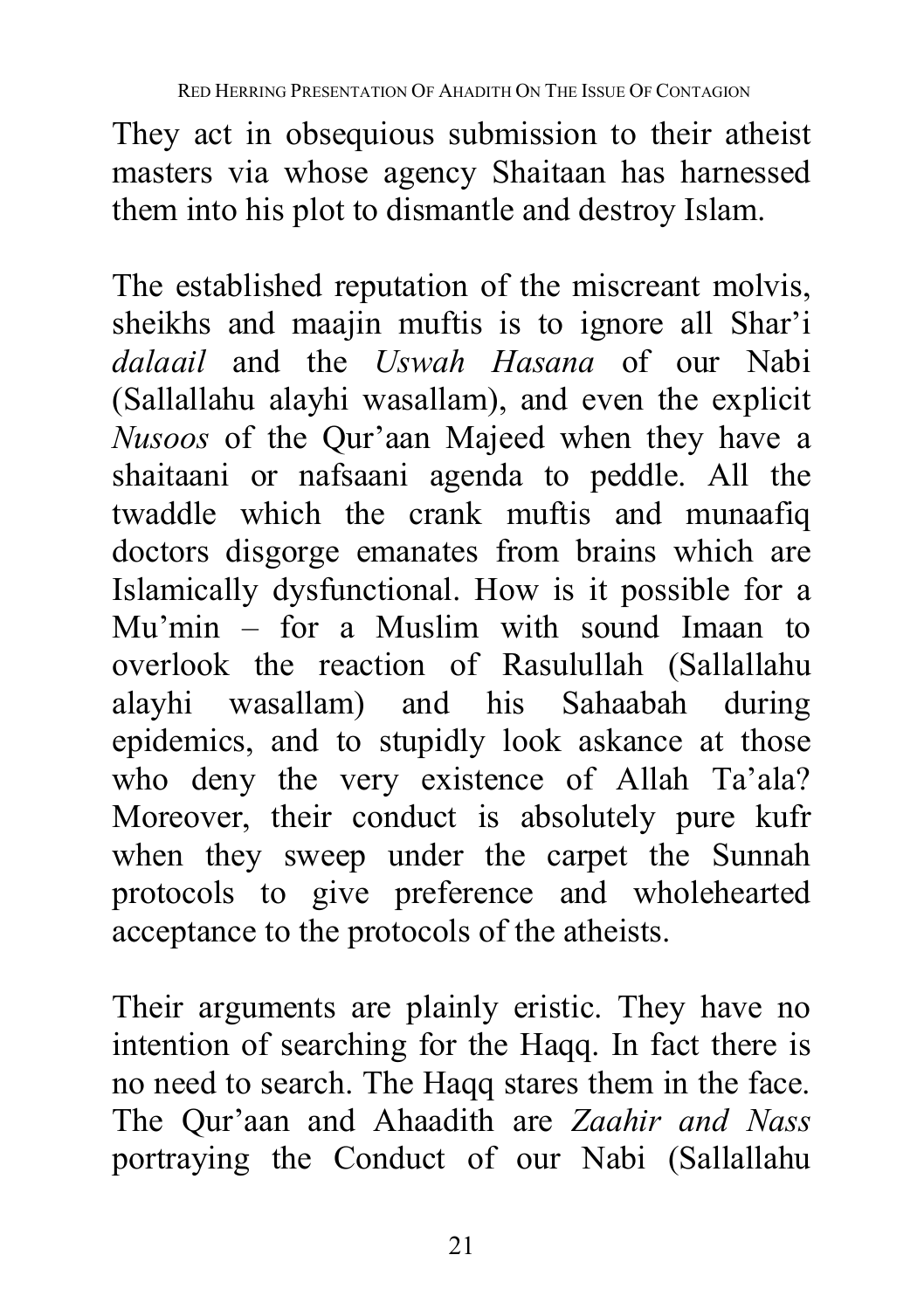They act in obsequious submission to their atheist masters via whose agency Shaitaan has harnessed them into his plot to dismantle and destroy Islam.

The established reputation of the miscreant molvis, sheikhs and maajin muftis is to ignore all Shar'i *dalaail* and the *Uswah Hasana* of our Nabi (Sallallahu alayhi wasallam), and even the explicit *Nusoos* of the Qur'aan Majeed when they have a shaitaani or nafsaani agenda to peddle. All the twaddle which the crank muftis and munaafiq doctors disgorge emanates from brains which are Islamically dysfunctional. How is it possible for a Mu'min – for a Muslim with sound Imaan to overlook the reaction of Rasulullah (Sallallahu alayhi wasallam) and his Sahaabah during epidemics, and to stupidly look askance at those who deny the very existence of Allah Ta'ala? Moreover, their conduct is absolutely pure kufr when they sweep under the carpet the Sunnah protocols to give preference and wholehearted acceptance to the protocols of the atheists.

Their arguments are plainly eristic. They have no intention of searching for the Haqq. In fact there is no need to search. The Haqq stares them in the face. The Qur'aan and Ahaadith are *Zaahir and Nass* portraying the Conduct of our Nabi (Sallallahu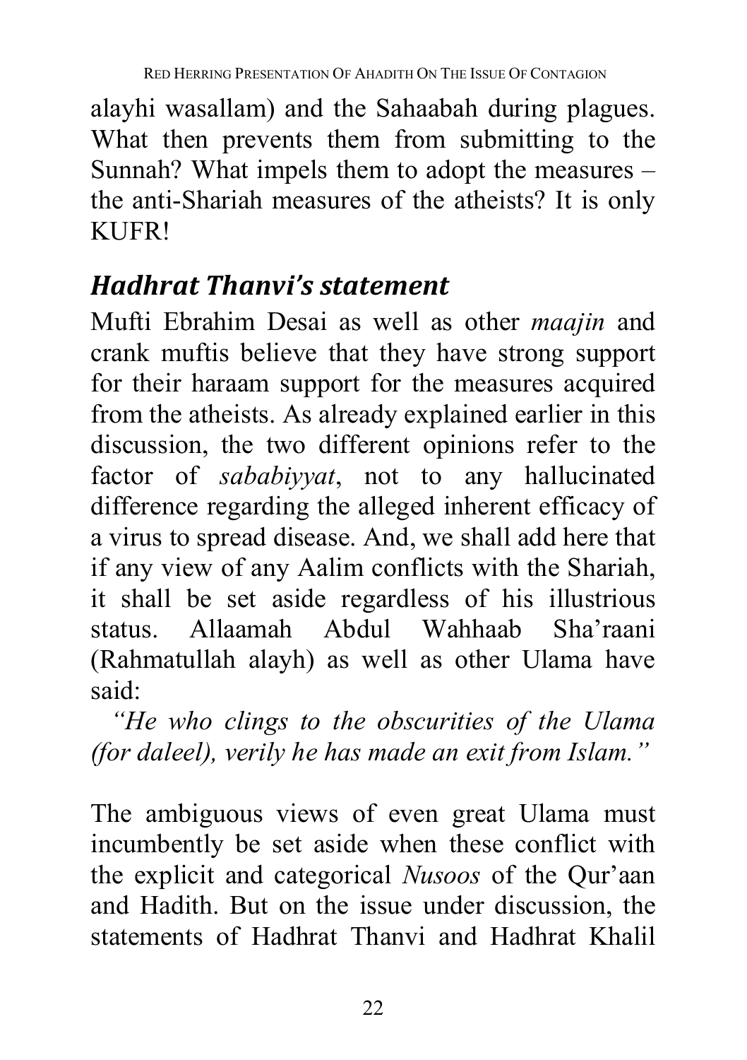alayhi wasallam) and the Sahaabah during plagues. What then prevents them from submitting to the Sunnah? What impels them to adopt the measures – the anti-Shariah measures of the atheists? It is only KUFR!

## *Hadhrat Thanvi's statement*

Mufti Ebrahim Desai as well as other *maajin* and crank muftis believe that they have strong support for their haraam support for the measures acquired from the atheists. As already explained earlier in this discussion, the two different opinions refer to the factor of *sababiyyat*, not to any hallucinated difference regarding the alleged inherent efficacy of a virus to spread disease. And, we shall add here that if any view of any Aalim conflicts with the Shariah, it shall be set aside regardless of his illustrious status. Allaamah Abdul Wahhaab Sha'raani (Rahmatullah alayh) as well as other Ulama have said:

*"He who clings to the obscurities of the Ulama (for daleel), verily he has made an exit from Islam."*

The ambiguous views of even great Ulama must incumbently be set aside when these conflict with the explicit and categorical *Nusoos* of the Qur'aan and Hadith. But on the issue under discussion, the statements of Hadhrat Thanvi and Hadhrat Khalil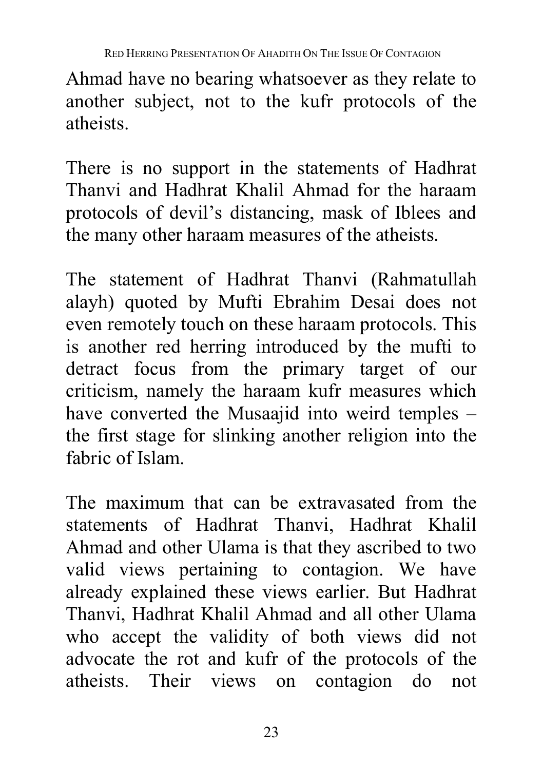Ahmad have no bearing whatsoever as they relate to another subject, not to the kufr protocols of the atheists.

There is no support in the statements of Hadhrat Thanvi and Hadhrat Khalil Ahmad for the haraam protocols of devil's distancing, mask of Iblees and the many other haraam measures of the atheists.

The statement of Hadhrat Thanvi (Rahmatullah alayh) quoted by Mufti Ebrahim Desai does not even remotely touch on these haraam protocols. This is another red herring introduced by the mufti to detract focus from the primary target of our criticism, namely the haraam kufr measures which have converted the Musaajid into weird temples – the first stage for slinking another religion into the fabric of Islam.

The maximum that can be extravasated from the statements of Hadhrat Thanvi, Hadhrat Khalil Ahmad and other Ulama is that they ascribed to two valid views pertaining to contagion. We have already explained these views earlier. But Hadhrat Thanvi, Hadhrat Khalil Ahmad and all other Ulama who accept the validity of both views did not advocate the rot and kufr of the protocols of the atheists. Their views on contagion do not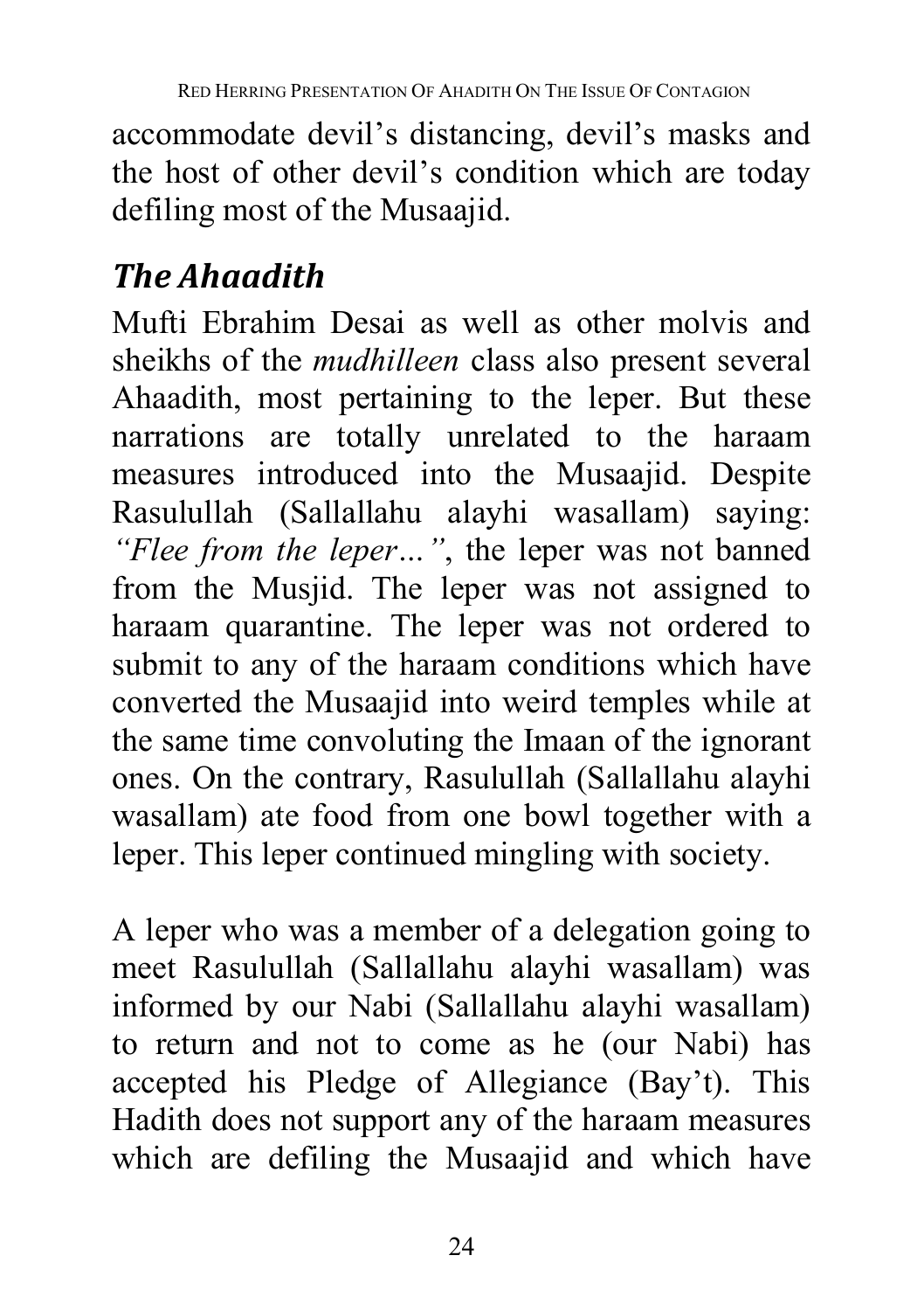accommodate devil's distancing, devil's masks and the host of other devil's condition which are today defiling most of the Musaajid.

## *The Ahaadith*

Mufti Ebrahim Desai as well as other molvis and sheikhs of the *mudhilleen* class also present several Ahaadith, most pertaining to the leper. But these narrations are totally unrelated to the haraam measures introduced into the Musaajid. Despite Rasulullah (Sallallahu alayhi wasallam) saying: *"Flee from the leper…"*, the leper was not banned from the Musjid. The leper was not assigned to haraam quarantine. The leper was not ordered to submit to any of the haraam conditions which have converted the Musaajid into weird temples while at the same time convoluting the Imaan of the ignorant ones. On the contrary, Rasulullah (Sallallahu alayhi wasallam) ate food from one bowl together with a leper. This leper continued mingling with society.

A leper who was a member of a delegation going to meet Rasulullah (Sallallahu alayhi wasallam) was informed by our Nabi (Sallallahu alayhi wasallam) to return and not to come as he (our Nabi) has accepted his Pledge of Allegiance (Bay't). This Hadith does not support any of the haraam measures which are defiling the Musaajid and which have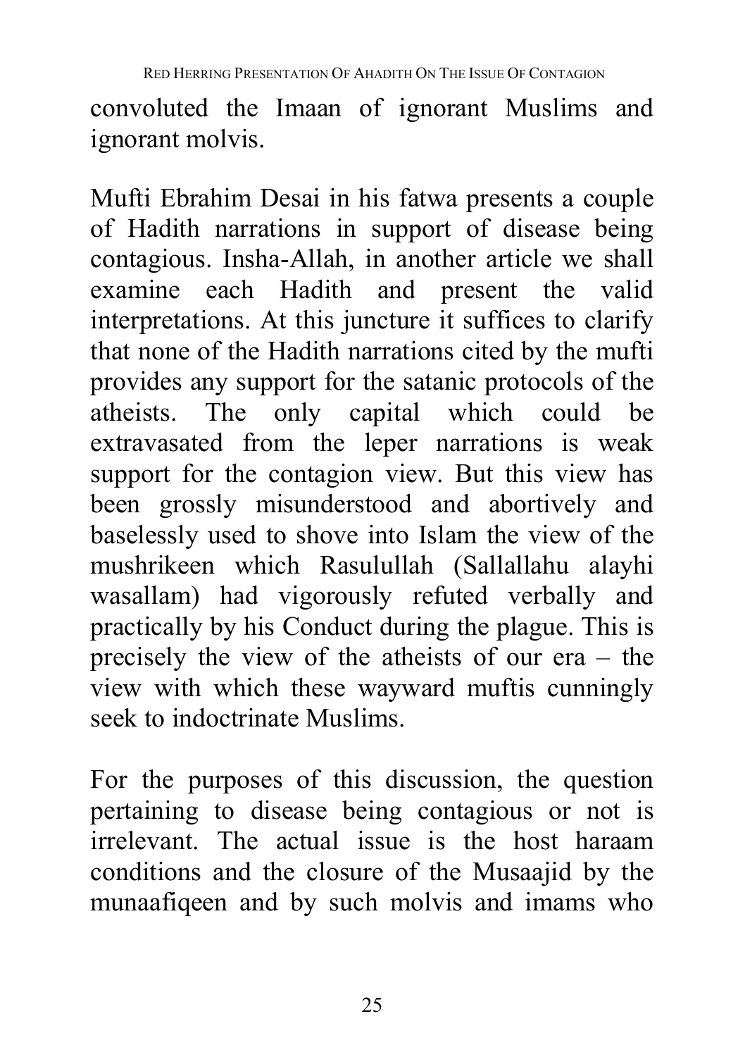convoluted the Imaan of ignorant Muslims and ignorant molvis.

Mufti Ebrahim Desai in his fatwa presents a couple of Hadith narrations in support of disease being contagious. Insha-Allah, in another article we shall examine each Hadith and present the valid interpretations. At this juncture it suffices to clarify that none of the Hadith narrations cited by the mufti provides any support for the satanic protocols of the atheists. The only capital which could be extravasated from the leper narrations is weak support for the contagion view. But this view has been grossly misunderstood and abortively and baselessly used to shove into Islam the view of the mushrikeen which Rasulullah (Sallallahu alayhi wasallam) had vigorously refuted verbally and practically by his Conduct during the plague. This is precisely the view of the atheists of our era – the view with which these wayward muftis cunningly seek to indoctrinate Muslims.

For the purposes of this discussion, the question pertaining to disease being contagious or not is irrelevant. The actual issue is the host haraam conditions and the closure of the Musaajid by the munaafiqeen and by such molvis and imams who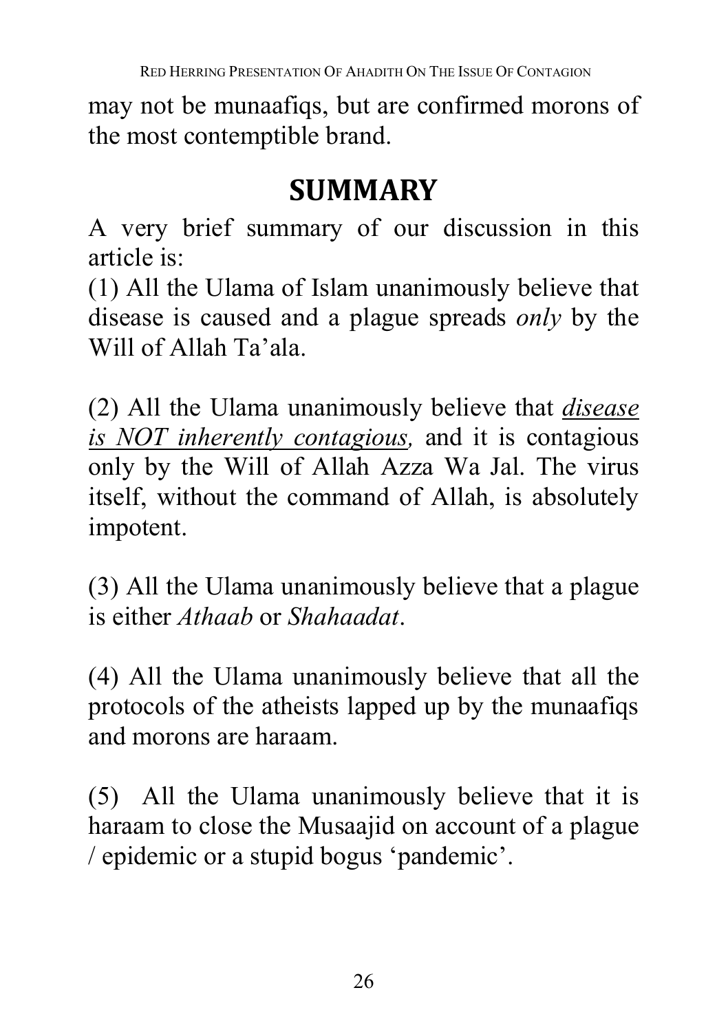may not be munaafiqs, but are confirmed morons of the most contemptible brand.

## SUMMARY

A very brief summary of our discussion in this article is:

(1) All the Ulama of Islam unanimously believe that disease is caused and a plague spreads *only* by the Will of Allah Ta'ala.

(2) All the Ulama unanimously believe that ***disease is NOT inherently contagious,*** and it is contagious only by the Will of Allah Azza Wa Jal. The virus itself, without the command of Allah, is absolutely impotent.

(3) All the Ulama unanimously believe that a plague is either *Athaab* or *Shahaadat*.

(4) All the Ulama unanimously believe that all the protocols of the atheists lapped up by the munaafiqs and morons are haraam.

(5) All the Ulama unanimously believe that it is haraam to close the Musaajid on account of a plague / epidemic or a stupid bogus 'pandemic'.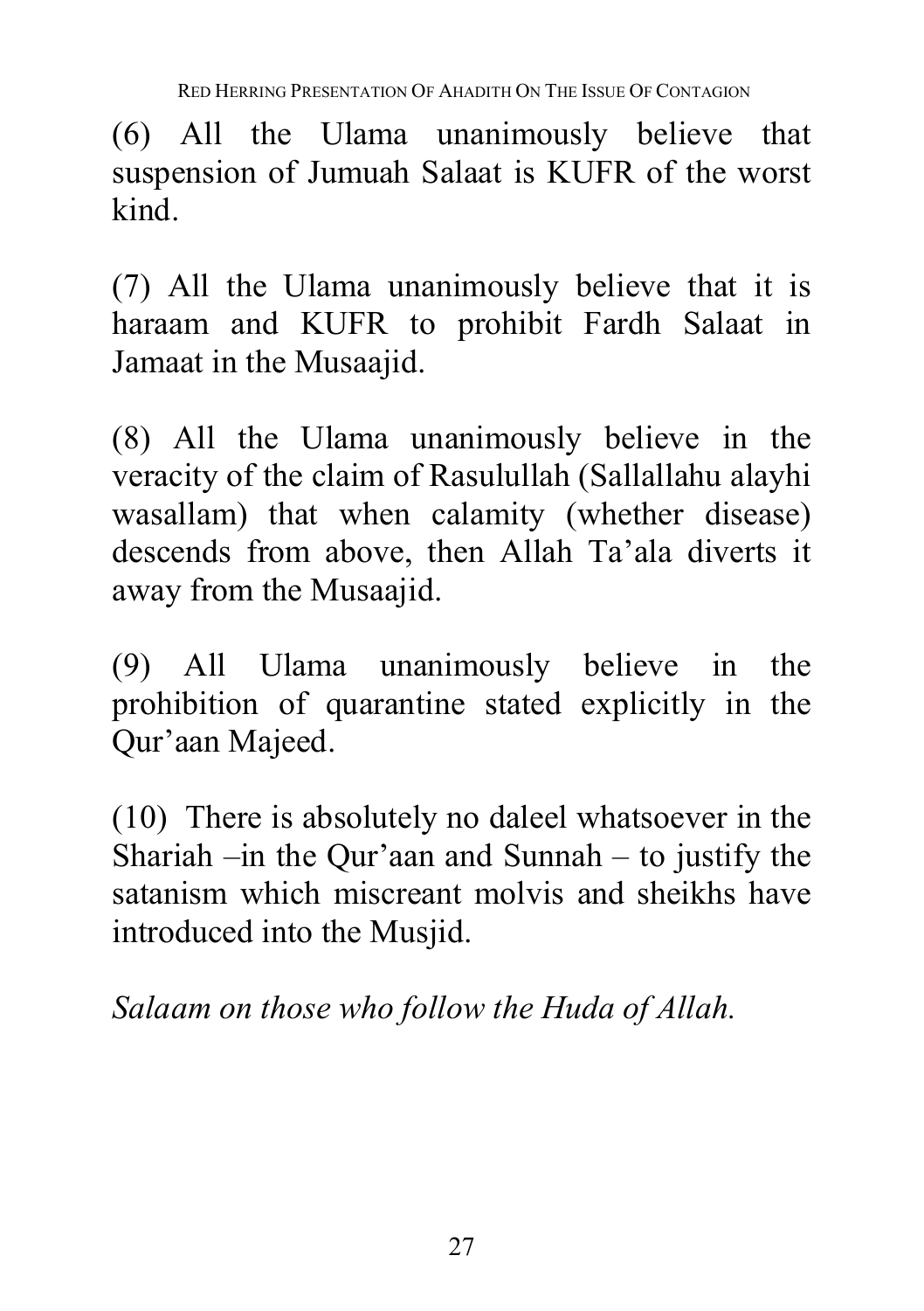(6) All the Ulama unanimously believe that suspension of Jumuah Salaat is KUFR of the worst kind.

(7) All the Ulama unanimously believe that it is haraam and KUFR to prohibit Fardh Salaat in Jamaat in the Musaajid.

(8) All the Ulama unanimously believe in the veracity of the claim of Rasulullah (Sallallahu alayhi wasallam) that when calamity (whether disease) descends from above, then Allah Ta'ala diverts it away from the Musaajid.

(9) All Ulama unanimously believe in the prohibition of quarantine stated explicitly in the Qur'aan Majeed.

(10) There is absolutely no daleel whatsoever in the Shariah –in the Qur'aan and Sunnah – to justify the satanism which miscreant molvis and sheikhs have introduced into the Musjid.

*Salaam on those who follow the Huda of Allah.*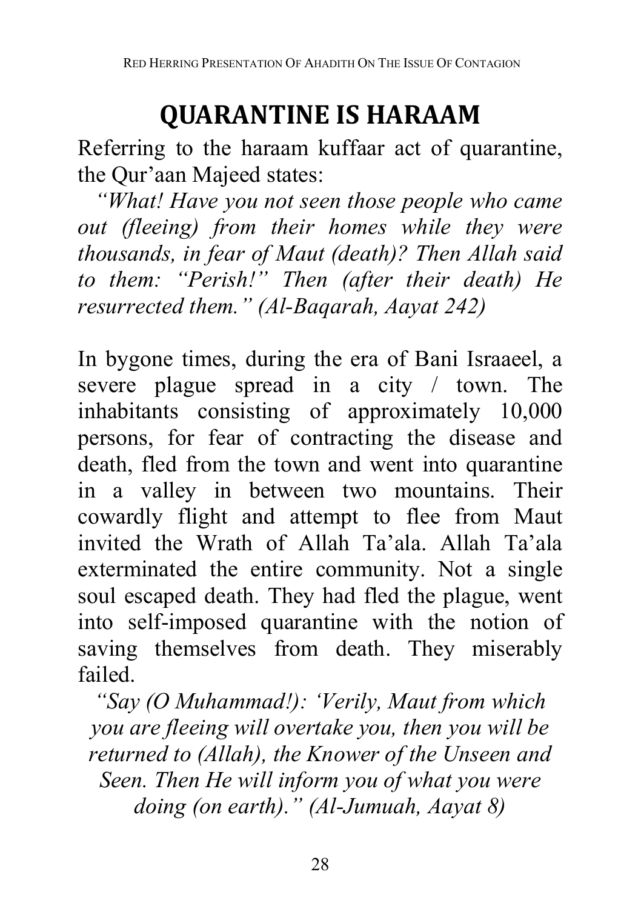# QUARANTINE IS HARAAM

Referring to the haraam kuffaar act of quarantine, the Qur'aan Majeed states:

*"What! Have you not seen those people who came out (fleeing) from their homes while they were thousands, in fear of Maut (death)? Then Allah said to them: "Perish!" Then (after their death) He resurrected them." (Al-Baqarah, Aayat 242)*

In bygone times, during the era of Bani Israaeel, a severe plague spread in a city / town. The inhabitants consisting of approximately 10,000 persons, for fear of contracting the disease and death, fled from the town and went into quarantine in a valley in between two mountains. Their cowardly flight and attempt to flee from Maut invited the Wrath of Allah Ta'ala. Allah Ta'ala exterminated the entire community. Not a single soul escaped death. They had fled the plague, went into self-imposed quarantine with the notion of saving themselves from death. They miserably failed.

*"Say (O Muhammad!): 'Verily, Maut from which you are fleeing will overtake you, then you will be returned to (Allah), the Knower of the Unseen and Seen. Then He will inform you of what you were doing (on earth)." (Al-Jumuah, Aayat 8)*